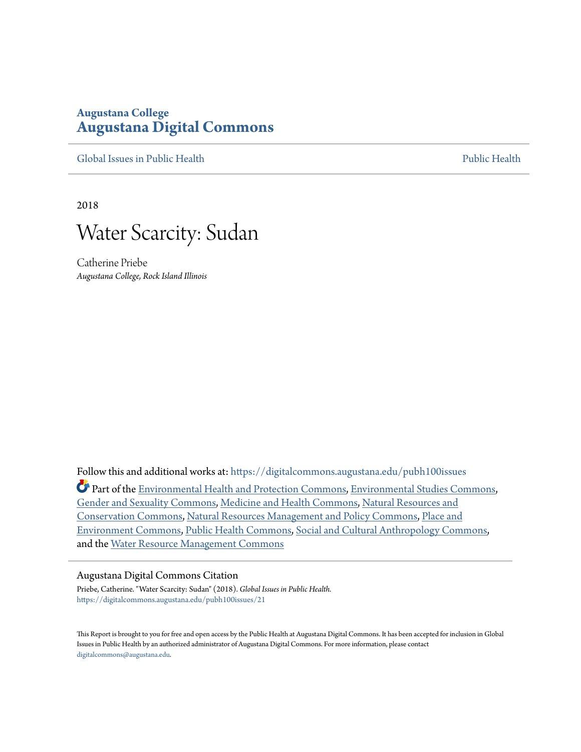**Augustana College**
# Augustana Digital Commons

Global Issues in Public Health | Public Health

2018

# Water Scarcity: Sudan

Catherine Priebe
*Augustana College, Rock Island Illinois*

Follow this and additional works at: https://digitalcommons.augustana.edu/pubh100issues

Part of the Environmental Health and Protection Commons, Environmental Studies Commons, Gender and Sexuality Commons, Medicine and Health Commons, Natural Resources and Conservation Commons, Natural Resources Management and Policy Commons, Place and Environment Commons, Public Health Commons, Social and Cultural Anthropology Commons, and the Water Resource Management Commons

## Augustana Digital Commons Citation

Priebe, Catherine. "Water Scarcity: Sudan" (2018). *Global Issues in Public Health.*
https://digitalcommons.augustana.edu/pubh100issues/21

This Report is brought to you for free and open access by the Public Health at Augustana Digital Commons. It has been accepted for inclusion in Global Issues in Public Health by an authorized administrator of Augustana Digital Commons. For more information, please contact digitalcommons@augustana.edu.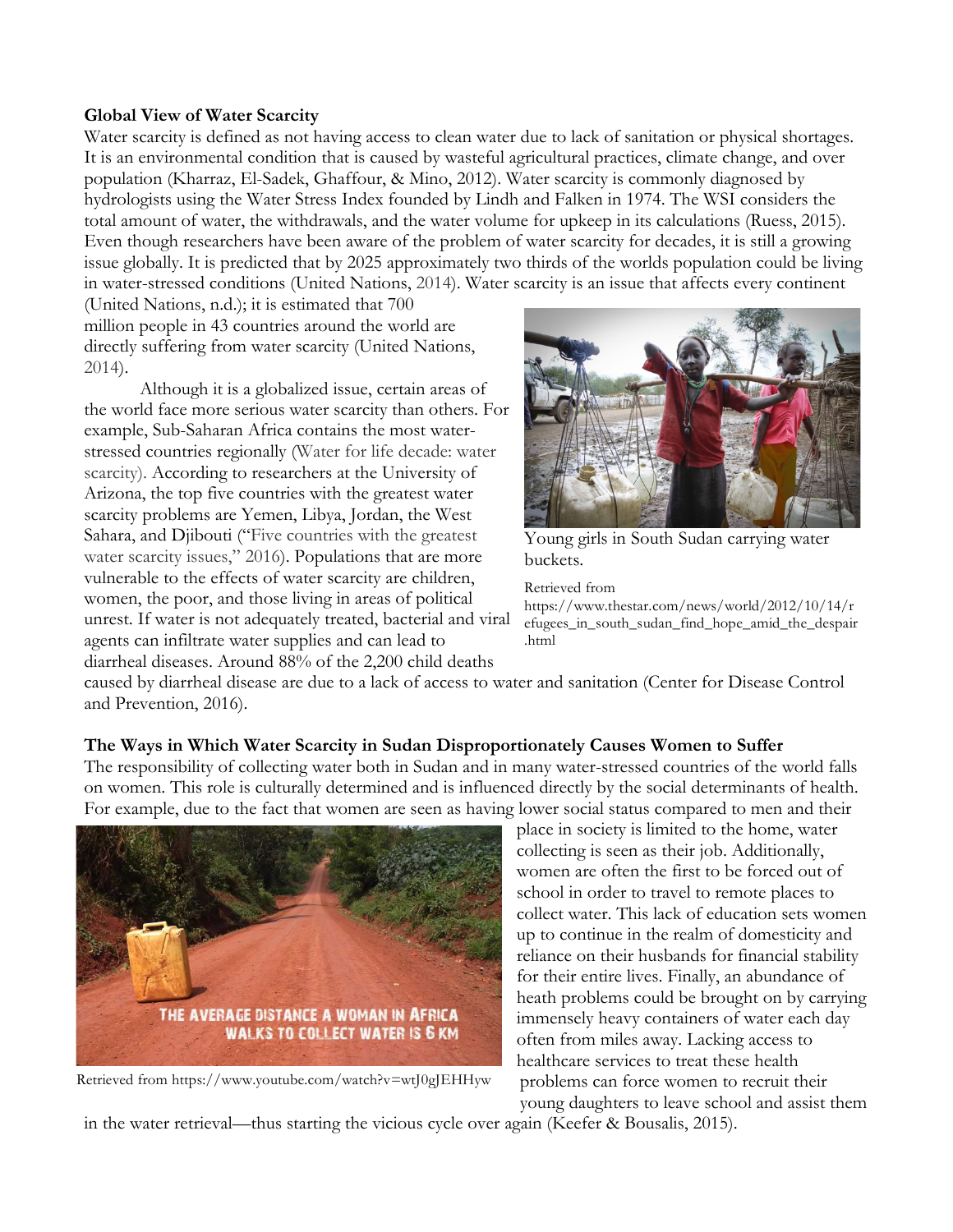**Global View of Water Scarcity**

Water scarcity is defined as not having access to clean water due to lack of sanitation or physical shortages. It is an environmental condition that is caused by wasteful agricultural practices, climate change, and over population (Kharraz, El-Sadek, Ghaffour, & Mino, 2012). Water scarcity is commonly diagnosed by hydrologists using the Water Stress Index founded by Lindh and Falken in 1974. The WSI considers the total amount of water, the withdrawals, and the water volume for upkeep in its calculations (Ruess, 2015). Even though researchers have been aware of the problem of water scarcity for decades, it is still a growing issue globally. It is predicted that by 2025 approximately two thirds of the worlds population could be living in water-stressed conditions (United Nations, 2014). Water scarcity is an issue that affects every continent (United Nations, n.d.); it is estimated that 700 million people in 43 countries around the world are directly suffering from water scarcity (United Nations, 2014).

Although it is a globalized issue, certain areas of the world face more serious water scarcity than others. For example, Sub-Saharan Africa contains the most water-stressed countries regionally (Water for life decade: water scarcity). According to researchers at the University of Arizona, the top five countries with the greatest water scarcity problems are Yemen, Libya, Jordan, the West Sahara, and Djibouti ("Five countries with the greatest water scarcity issues," 2016). Populations that are more vulnerable to the effects of water scarcity are children, women, the poor, and those living in areas of political unrest. If water is not adequately treated, bacterial and viral agents can infiltrate water supplies and can lead to diarrheal diseases. Around 88% of the 2,200 child deaths caused by diarrheal disease are due to a lack of access to water and sanitation (Center for Disease Control and Prevention, 2016).

Young girls in South Sudan carrying water buckets.

Retrieved from https://www.thestar.com/news/world/2012/10/14/refugees_in_south_sudan_find_hope_amid_the_despair.html

**The Ways in Which Water Scarcity in Sudan Disproportionately Causes Women to Suffer**

The responsibility of collecting water both in Sudan and in many water-stressed countries of the world falls on women. This role is culturally determined and is influenced directly by the social determinants of health. For example, due to the fact that women are seen as having lower social status compared to men and their place in society is limited to the home, water collecting is seen as their job. Additionally, women are often the first to be forced out of school in order to travel to remote places to collect water. This lack of education sets women up to continue in the realm of domesticity and reliance on their husbands for financial stability for their entire lives. Finally, an abundance of heath problems could be brought on by carrying immensely heavy containers of water each day often from miles away. Lacking access to healthcare services to treat these health problems can force women to recruit their young daughters to leave school and assist them in the water retrieval—thus starting the vicious cycle over again (Keefer & Bousalis, 2015).

Retrieved from https://www.youtube.com/watch?v=wtJ0gJEHHyw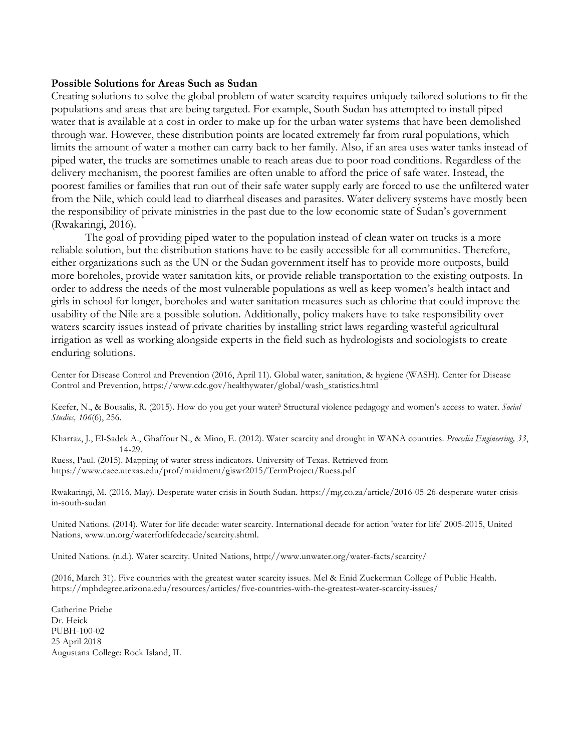**Possible Solutions for Areas Such as Sudan**

Creating solutions to solve the global problem of water scarcity requires uniquely tailored solutions to fit the populations and areas that are being targeted. For example, South Sudan has attempted to install piped water that is available at a cost in order to make up for the urban water systems that have been demolished through war. However, these distribution points are located extremely far from rural populations, which limits the amount of water a mother can carry back to her family. Also, if an area uses water tanks instead of piped water, the trucks are sometimes unable to reach areas due to poor road conditions. Regardless of the delivery mechanism, the poorest families are often unable to afford the price of safe water. Instead, the poorest families or families that run out of their safe water supply early are forced to use the unfiltered water from the Nile, which could lead to diarrheal diseases and parasites. Water delivery systems have mostly been the responsibility of private ministries in the past due to the low economic state of Sudan's government (Rwakaringi, 2016).

The goal of providing piped water to the population instead of clean water on trucks is a more reliable solution, but the distribution stations have to be easily accessible for all communities. Therefore, either organizations such as the UN or the Sudan government itself has to provide more outposts, build more boreholes, provide water sanitation kits, or provide reliable transportation to the existing outposts. In order to address the needs of the most vulnerable populations as well as keep women's health intact and girls in school for longer, boreholes and water sanitation measures such as chlorine that could improve the usability of the Nile are a possible solution. Additionally, policy makers have to take responsibility over waters scarcity issues instead of private charities by installing strict laws regarding wasteful agricultural irrigation as well as working alongside experts in the field such as hydrologists and sociologists to create enduring solutions.

Center for Disease Control and Prevention (2016, April 11). Global water, sanitation, & hygiene (WASH). Center for Disease Control and Prevention, https://www.cdc.gov/healthywater/global/wash_statistics.html

Keefer, N., & Bousalis, R. (2015). How do you get your water? Structural violence pedagogy and women's access to water. *Social Studies, 106*(6), 256.

Kharraz, J., El-Sadek A., Ghaffour N., & Mino, E. (2012). Water scarcity and drought in WANA countries. *Procedia Engineering, 33*, 14-29.

Ruess, Paul. (2015). Mapping of water stress indicators. University of Texas. Retrieved from https://www.caee.utexas.edu/prof/maidment/giswr2015/TermProject/Ruess.pdf

Rwakaringi, M. (2016, May). Desperate water crisis in South Sudan. https://mg.co.za/article/2016-05-26-desperate-water-crisis-in-south-sudan

United Nations. (2014). Water for life decade: water scarcity. International decade for action 'water for life' 2005-2015, United Nations, www.un.org/waterforlifedecade/scarcity.shtml.

United Nations. (n.d.). Water scarcity. United Nations, http://www.unwater.org/water-facts/scarcity/

(2016, March 31). Five countries with the greatest water scarcity issues. Mel & Enid Zuckerman College of Public Health. https://mphdegree.arizona.edu/resources/articles/five-countries-with-the-greatest-water-scarcity-issues/

Catherine Priebe
Dr. Heick
PUBH-100-02
25 April 2018
Augustana College: Rock Island, IL